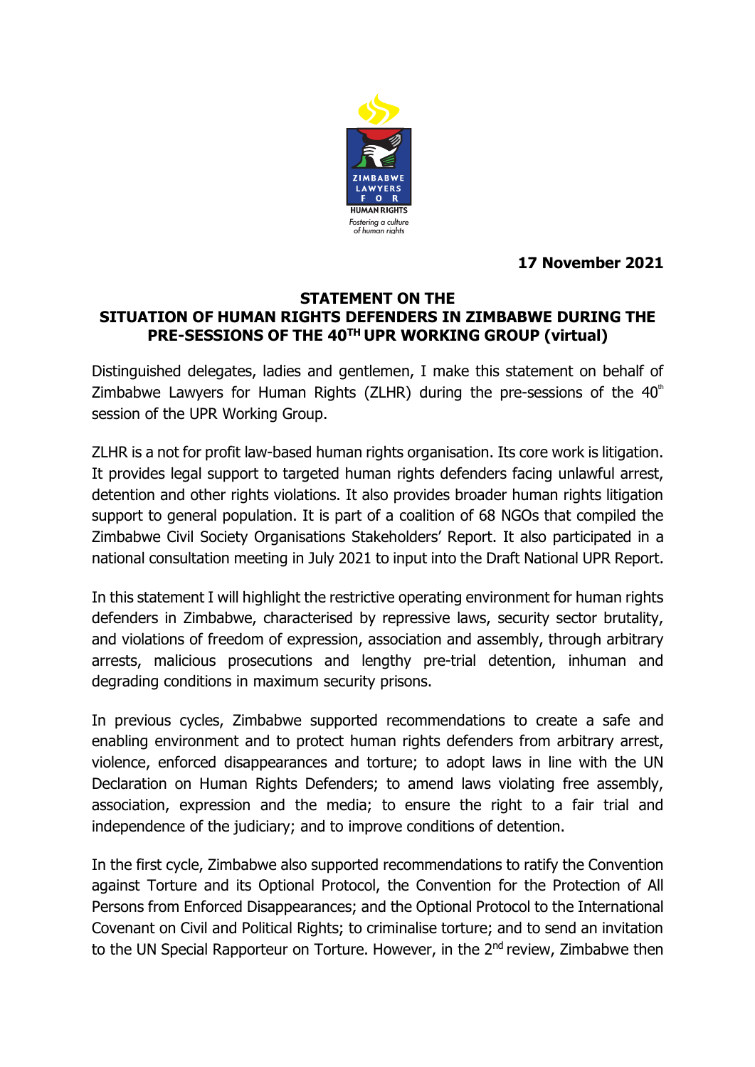ZIMBABWE LAWYERS FOR HUMAN RIGHTS

*Fostering a culture of human rights*

**17 November 2021**

# STATEMENT ON THE SITUATION OF HUMAN RIGHTS DEFENDERS IN ZIMBABWE DURING THE PRE-SESSIONS OF THE 40TH UPR WORKING GROUP (virtual)

Distinguished delegates, ladies and gentlemen, I make this statement on behalf of Zimbabwe Lawyers for Human Rights (ZLHR) during the pre-sessions of the 40th session of the UPR Working Group.

ZLHR is a not for profit law-based human rights organisation. Its core work is litigation. It provides legal support to targeted human rights defenders facing unlawful arrest, detention and other rights violations. It also provides broader human rights litigation support to general population. It is part of a coalition of 68 NGOs that compiled the Zimbabwe Civil Society Organisations Stakeholders' Report. It also participated in a national consultation meeting in July 2021 to input into the Draft National UPR Report.

In this statement I will highlight the restrictive operating environment for human rights defenders in Zimbabwe, characterised by repressive laws, security sector brutality, and violations of freedom of expression, association and assembly, through arbitrary arrests, malicious prosecutions and lengthy pre-trial detention, inhuman and degrading conditions in maximum security prisons.

In previous cycles, Zimbabwe supported recommendations to create a safe and enabling environment and to protect human rights defenders from arbitrary arrest, violence, enforced disappearances and torture; to adopt laws in line with the UN Declaration on Human Rights Defenders; to amend laws violating free assembly, association, expression and the media; to ensure the right to a fair trial and independence of the judiciary; and to improve conditions of detention.

In the first cycle, Zimbabwe also supported recommendations to ratify the Convention against Torture and its Optional Protocol, the Convention for the Protection of All Persons from Enforced Disappearances; and the Optional Protocol to the International Covenant on Civil and Political Rights; to criminalise torture; and to send an invitation to the UN Special Rapporteur on Torture. However, in the 2nd review, Zimbabwe then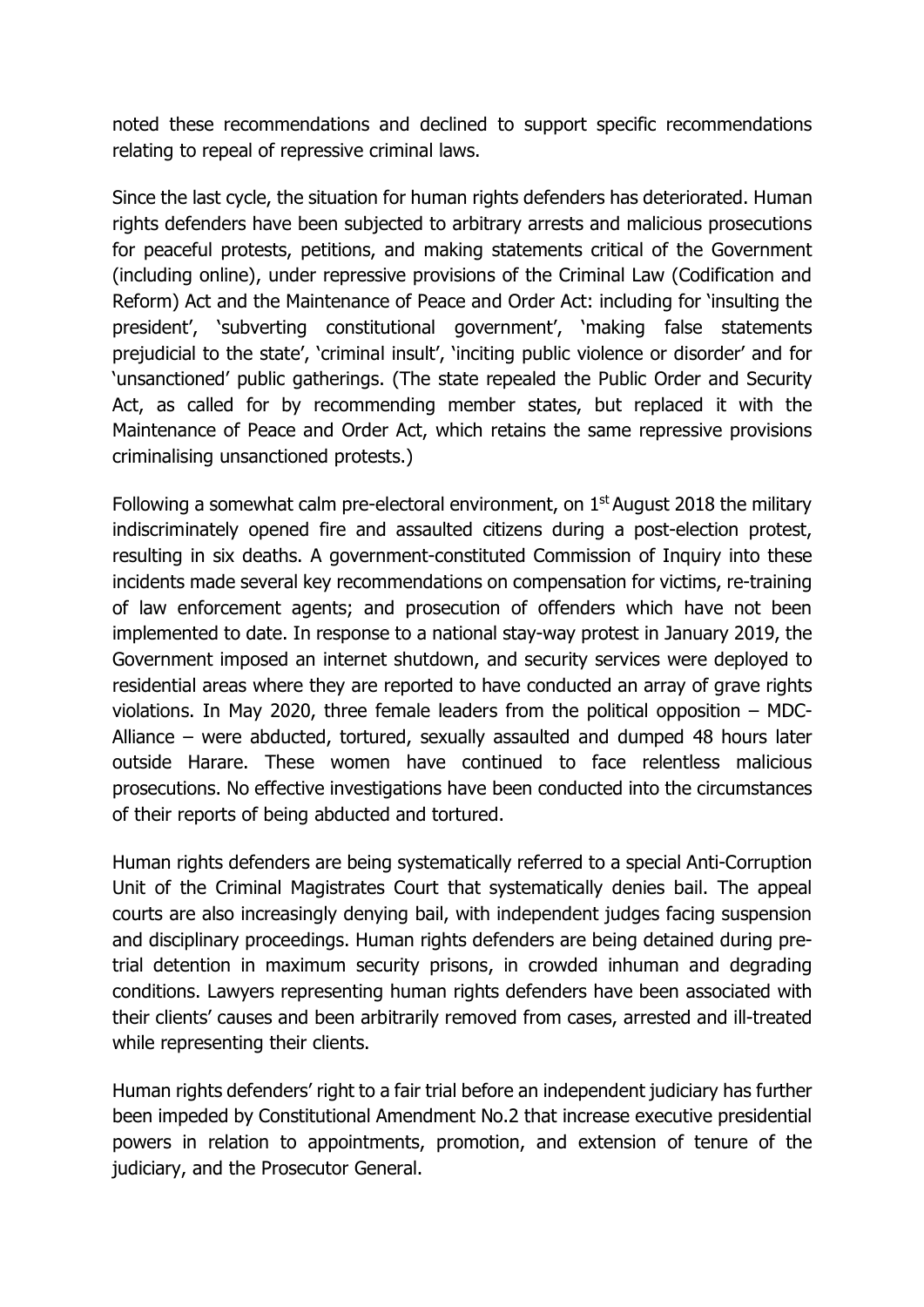noted these recommendations and declined to support specific recommendations relating to repeal of repressive criminal laws.

Since the last cycle, the situation for human rights defenders has deteriorated. Human rights defenders have been subjected to arbitrary arrests and malicious prosecutions for peaceful protests, petitions, and making statements critical of the Government (including online), under repressive provisions of the Criminal Law (Codification and Reform) Act and the Maintenance of Peace and Order Act: including for 'insulting the president', 'subverting constitutional government', 'making false statements prejudicial to the state', 'criminal insult', 'inciting public violence or disorder' and for 'unsanctioned' public gatherings. (The state repealed the Public Order and Security Act, as called for by recommending member states, but replaced it with the Maintenance of Peace and Order Act, which retains the same repressive provisions criminalising unsanctioned protests.)

Following a somewhat calm pre-electoral environment, on 1st August 2018 the military indiscriminately opened fire and assaulted citizens during a post-election protest, resulting in six deaths. A government-constituted Commission of Inquiry into these incidents made several key recommendations on compensation for victims, re-training of law enforcement agents; and prosecution of offenders which have not been implemented to date. In response to a national stay-way protest in January 2019, the Government imposed an internet shutdown, and security services were deployed to residential areas where they are reported to have conducted an array of grave rights violations. In May 2020, three female leaders from the political opposition – MDC-Alliance – were abducted, tortured, sexually assaulted and dumped 48 hours later outside Harare. These women have continued to face relentless malicious prosecutions. No effective investigations have been conducted into the circumstances of their reports of being abducted and tortured.

Human rights defenders are being systematically referred to a special Anti-Corruption Unit of the Criminal Magistrates Court that systematically denies bail. The appeal courts are also increasingly denying bail, with independent judges facing suspension and disciplinary proceedings. Human rights defenders are being detained during pre-trial detention in maximum security prisons, in crowded inhuman and degrading conditions. Lawyers representing human rights defenders have been associated with their clients' causes and been arbitrarily removed from cases, arrested and ill-treated while representing their clients.

Human rights defenders' right to a fair trial before an independent judiciary has further been impeded by Constitutional Amendment No.2 that increase executive presidential powers in relation to appointments, promotion, and extension of tenure of the judiciary, and the Prosecutor General.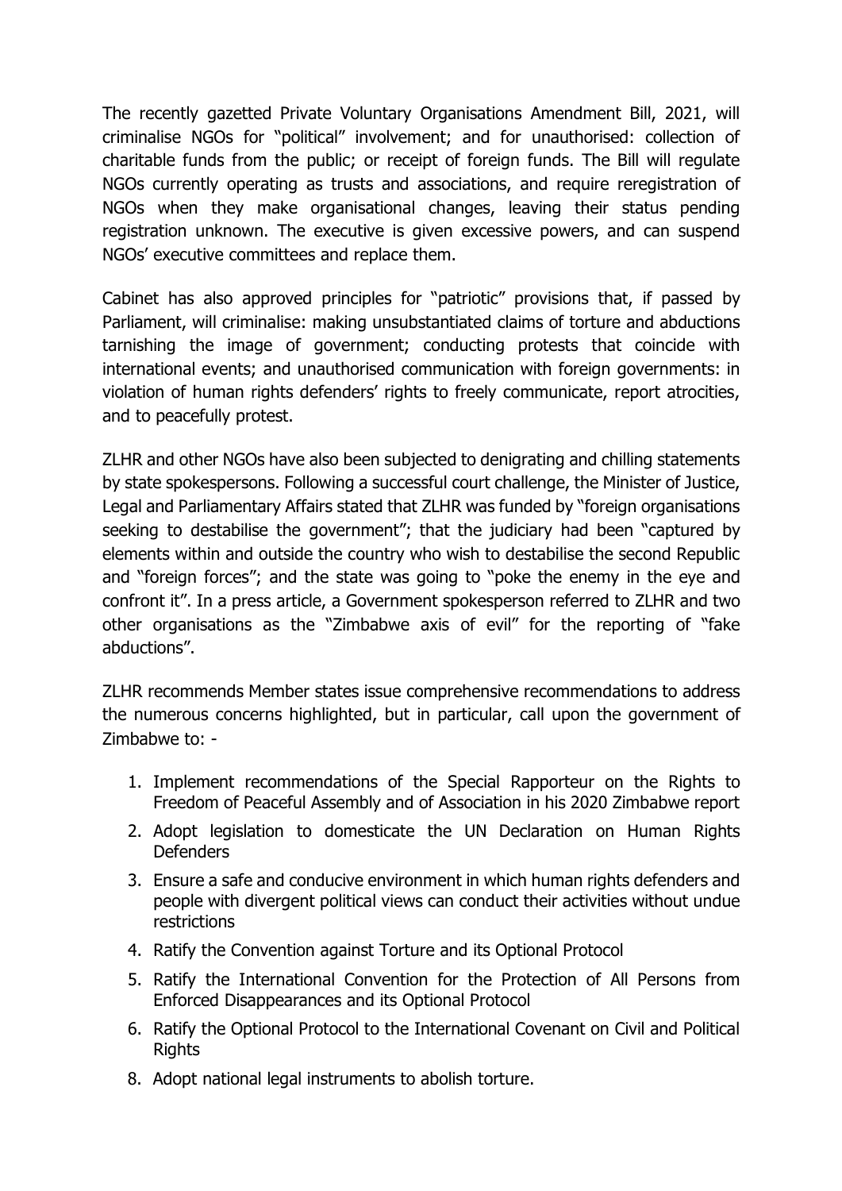The recently gazetted Private Voluntary Organisations Amendment Bill, 2021, will criminalise NGOs for "political" involvement; and for unauthorised: collection of charitable funds from the public; or receipt of foreign funds. The Bill will regulate NGOs currently operating as trusts and associations, and require reregistration of NGOs when they make organisational changes, leaving their status pending registration unknown. The executive is given excessive powers, and can suspend NGOs' executive committees and replace them.

Cabinet has also approved principles for "patriotic" provisions that, if passed by Parliament, will criminalise: making unsubstantiated claims of torture and abductions tarnishing the image of government; conducting protests that coincide with international events; and unauthorised communication with foreign governments: in violation of human rights defenders' rights to freely communicate, report atrocities, and to peacefully protest.

ZLHR and other NGOs have also been subjected to denigrating and chilling statements by state spokespersons. Following a successful court challenge, the Minister of Justice, Legal and Parliamentary Affairs stated that ZLHR was funded by "foreign organisations seeking to destabilise the government"; that the judiciary had been "captured by elements within and outside the country who wish to destabilise the second Republic and "foreign forces"; and the state was going to "poke the enemy in the eye and confront it". In a press article, a Government spokesperson referred to ZLHR and two other organisations as the "Zimbabwe axis of evil" for the reporting of "fake abductions".

ZLHR recommends Member states issue comprehensive recommendations to address the numerous concerns highlighted, but in particular, call upon the government of Zimbabwe to: -

1. Implement recommendations of the Special Rapporteur on the Rights to Freedom of Peaceful Assembly and of Association in his 2020 Zimbabwe report
2. Adopt legislation to domesticate the UN Declaration on Human Rights Defenders
3. Ensure a safe and conducive environment in which human rights defenders and people with divergent political views can conduct their activities without undue restrictions
4. Ratify the Convention against Torture and its Optional Protocol
5. Ratify the International Convention for the Protection of All Persons from Enforced Disappearances and its Optional Protocol
6. Ratify the Optional Protocol to the International Covenant on Civil and Political Rights

8. Adopt national legal instruments to abolish torture.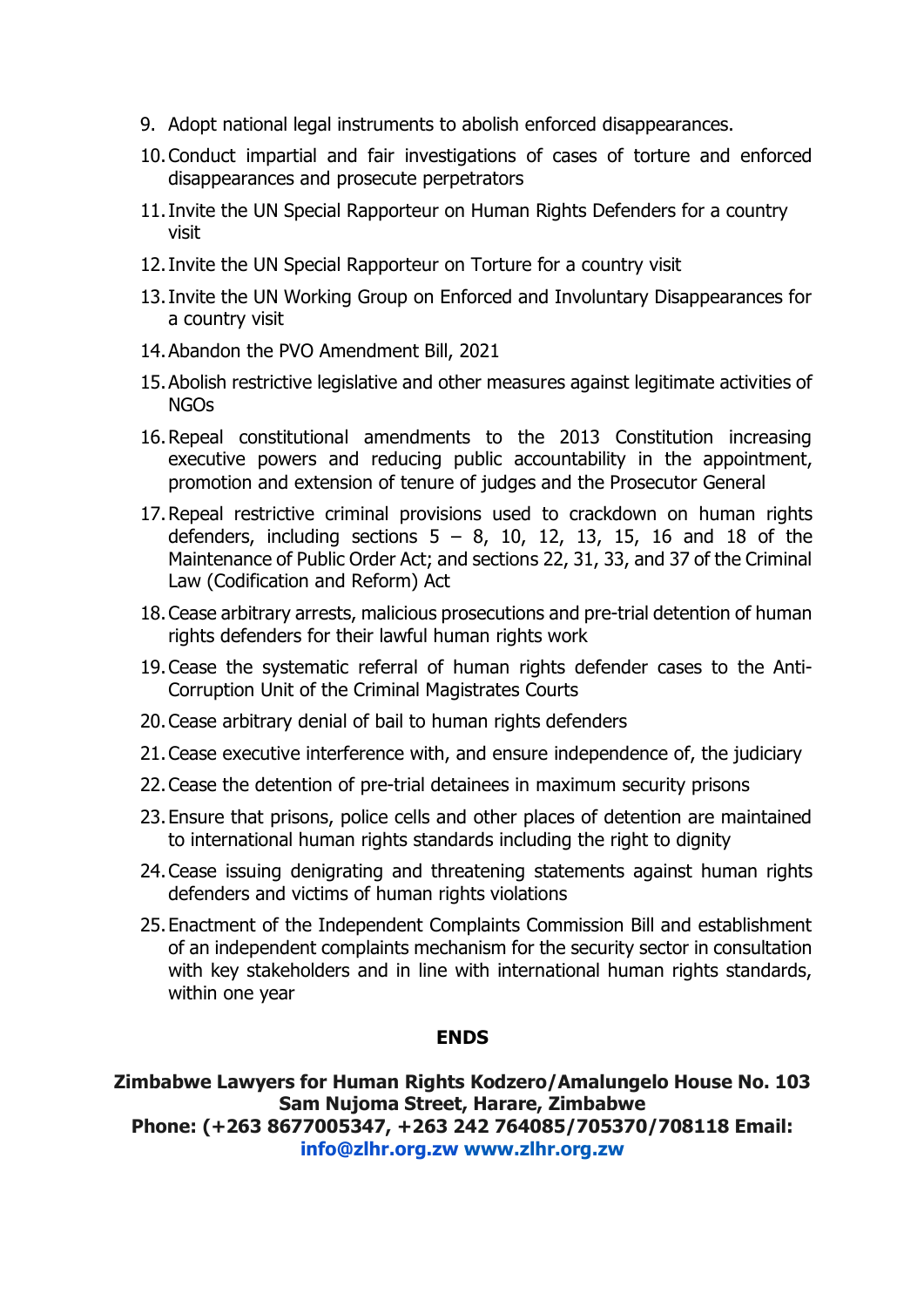9. Adopt national legal instruments to abolish enforced disappearances.
10. Conduct impartial and fair investigations of cases of torture and enforced disappearances and prosecute perpetrators
11. Invite the UN Special Rapporteur on Human Rights Defenders for a country visit
12. Invite the UN Special Rapporteur on Torture for a country visit
13. Invite the UN Working Group on Enforced and Involuntary Disappearances for a country visit
14. Abandon the PVO Amendment Bill, 2021
15. Abolish restrictive legislative and other measures against legitimate activities of NGOs
16. Repeal constitutional amendments to the 2013 Constitution increasing executive powers and reducing public accountability in the appointment, promotion and extension of tenure of judges and the Prosecutor General
17. Repeal restrictive criminal provisions used to crackdown on human rights defenders, including sections 5 – 8, 10, 12, 13, 15, 16 and 18 of the Maintenance of Public Order Act; and sections 22, 31, 33, and 37 of the Criminal Law (Codification and Reform) Act
18. Cease arbitrary arrests, malicious prosecutions and pre-trial detention of human rights defenders for their lawful human rights work
19. Cease the systematic referral of human rights defender cases to the Anti-Corruption Unit of the Criminal Magistrates Courts
20. Cease arbitrary denial of bail to human rights defenders
21. Cease executive interference with, and ensure independence of, the judiciary
22. Cease the detention of pre-trial detainees in maximum security prisons
23. Ensure that prisons, police cells and other places of detention are maintained to international human rights standards including the right to dignity
24. Cease issuing denigrating and threatening statements against human rights defenders and victims of human rights violations
25. Enactment of the Independent Complaints Commission Bill and establishment of an independent complaints mechanism for the security sector in consultation with key stakeholders and in line with international human rights standards, within one year

**ENDS**

**Zimbabwe Lawyers for Human Rights Kodzero/Amalungelo House No. 103 Sam Nujoma Street, Harare, Zimbabwe**
**Phone: (+263 8677005347, +263 242 764085/705370/708118 Email: info@zlhr.org.zw www.zlhr.org.zw**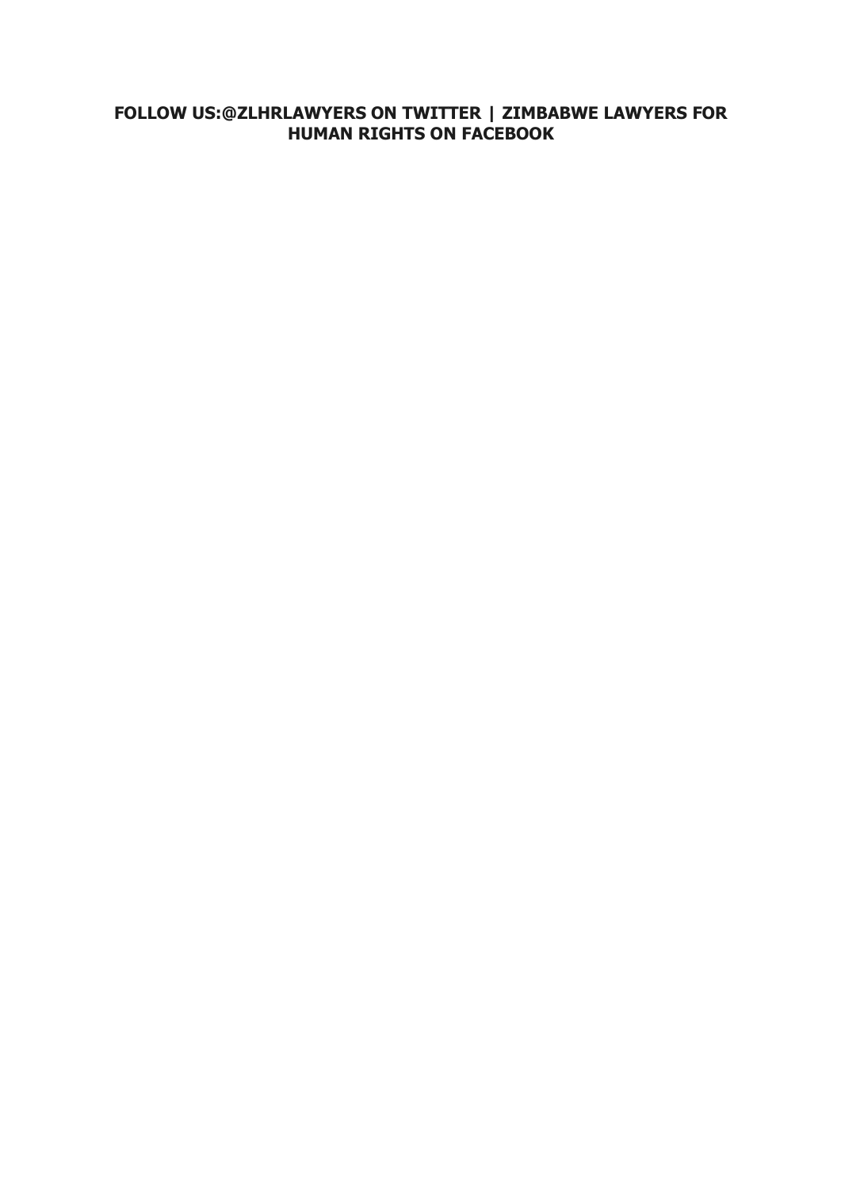**FOLLOW US:@ZLHRLAWYERS ON TWITTER | ZIMBABWE LAWYERS FOR HUMAN RIGHTS ON FACEBOOK**